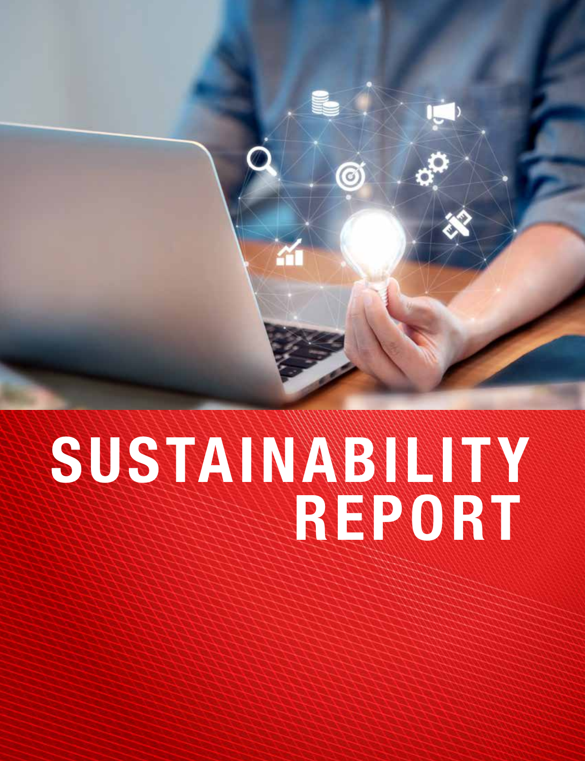# SUSTAINABILITY REPORT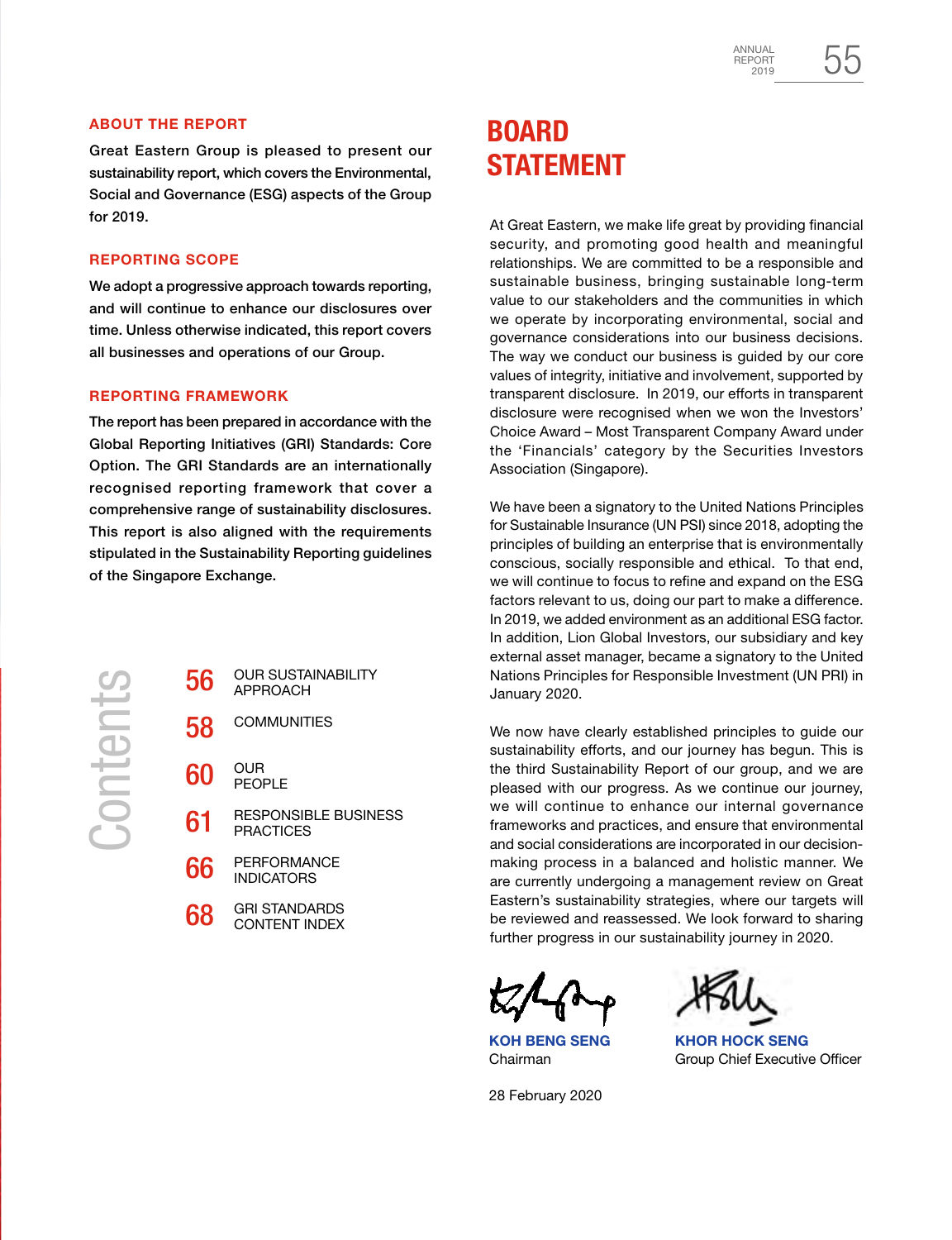## ABOUT THE REPORT

Great Eastern Group is pleased to present our sustainability report, which covers the Environmental, Social and Governance (ESG) aspects of the Group for 2019.

### REPORTING SCOPE

We adopt a progressive approach towards reporting, and will continue to enhance our disclosures over time. Unless otherwise indicated, this report covers all businesses and operations of our Group.

### REPORTING FRAMEWORK

The report has been prepared in accordance with the Global Reporting Initiatives (GRI) Standards: Core Option. The GRI Standards are an internationally recognised reporting framework that cover a comprehensive range of sustainability disclosures. This report is also aligned with the requirements stipulated in the Sustainability Reporting guidelines of the Singapore Exchange.

## Contents

| | |
|---|---|
| 56 | OUR SUSTAINABILITY APPROACH |
| 58 | COMMUNITIES |
| 60 | OUR PEOPLE |
| 61 | RESPONSIBLE BUSINESS PRACTICES |
| 66 | PERFORMANCE INDICATORS |
| 68 | GRI STANDARDS CONTENT INDEX |

# BOARD STATEMENT

At Great Eastern, we make life great by providing financial security, and promoting good health and meaningful relationships. We are committed to be a responsible and sustainable business, bringing sustainable long-term value to our stakeholders and the communities in which we operate by incorporating environmental, social and governance considerations into our business decisions. The way we conduct our business is guided by our core values of integrity, initiative and involvement, supported by transparent disclosure. In 2019, our efforts in transparent disclosure were recognised when we won the Investors' Choice Award – Most Transparent Company Award under the 'Financials' category by the Securities Investors Association (Singapore).

We have been a signatory to the United Nations Principles for Sustainable Insurance (UN PSI) since 2018, adopting the principles of building an enterprise that is environmentally conscious, socially responsible and ethical. To that end, we will continue to focus to refine and expand on the ESG factors relevant to us, doing our part to make a difference. In 2019, we added environment as an additional ESG factor. In addition, Lion Global Investors, our subsidiary and key external asset manager, became a signatory to the United Nations Principles for Responsible Investment (UN PRI) in January 2020.

We now have clearly established principles to guide our sustainability efforts, and our journey has begun. This is the third Sustainability Report of our group, and we are pleased with our progress. As we continue our journey, we will continue to enhance our internal governance frameworks and practices, and ensure that environmental and social considerations are incorporated in our decision-making process in a balanced and holistic manner. We are currently undergoing a management review on Great Eastern's sustainability strategies, where our targets will be reviewed and reassessed. We look forward to sharing further progress in our sustainability journey in 2020.

**KOH BENG SENG**
Chairman

**KHOR HOCK SENG**
Group Chief Executive Officer

28 February 2020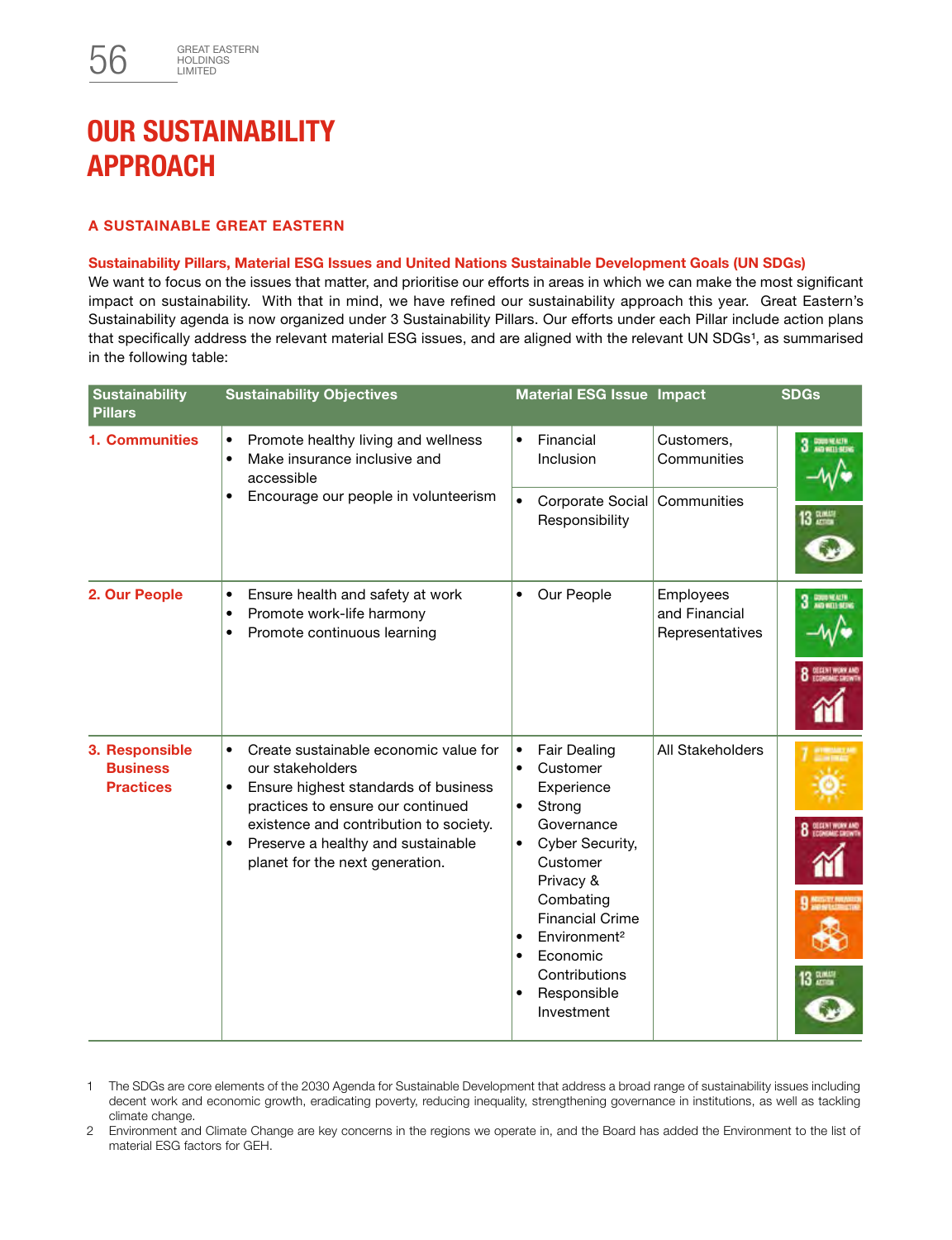# OUR SUSTAINABILITY APPROACH

## A SUSTAINABLE GREAT EASTERN

### Sustainability Pillars, Material ESG Issues and United Nations Sustainable Development Goals (UN SDGs)

We want to focus on the issues that matter, and prioritise our efforts in areas in which we can make the most significant impact on sustainability. With that in mind, we have refined our sustainability approach this year. Great Eastern's Sustainability agenda is now organized under 3 Sustainability Pillars. Our efforts under each Pillar include action plans that specifically address the relevant material ESG issues, and are aligned with the relevant UN SDGs[1], as summarised in the following table:

| Sustainability Pillars | Sustainability Objectives | Material ESG Issue | Impact | SDGs |
|---|---|---|---|---|
| **1. Communities** | • Promote healthy living and wellness<br>• Make insurance inclusive and accessible<br>• Encourage our people in volunteerism | • Financial Inclusion | Customers, Communities | 3 Good Health and Well-Being; 13 Climate Action |
| | | • Corporate Social Responsibility | Communities | |
| **2. Our People** | • Ensure health and safety at work<br>• Promote work-life harmony<br>• Promote continuous learning | • Our People | Employees and Financial Representatives | 3 Good Health and Well-Being; 8 Decent Work and Economic Growth |
| **3. Responsible Business Practices** | • Create sustainable economic value for our stakeholders<br>• Ensure highest standards of business practices to ensure our continued existence and contribution to society.<br>• Preserve a healthy and sustainable planet for the next generation. | • Fair Dealing<br>• Customer Experience<br>• Strong Governance<br>• Cyber Security, Customer Privacy & Combating Financial Crime<br>• Environment[2]<br>• Economic Contributions<br>• Responsible Investment | All Stakeholders | 7 Affordable and Clean Energy; 8 Decent Work and Economic Growth; 9 Industry, Innovation and Infrastructure; 13 Climate Action |

1 The SDGs are core elements of the 2030 Agenda for Sustainable Development that address a broad range of sustainability issues including decent work and economic growth, eradicating poverty, reducing inequality, strengthening governance in institutions, as well as tackling climate change.

2 Environment and Climate Change are key concerns in the regions we operate in, and the Board has added the Environment to the list of material ESG factors for GEH.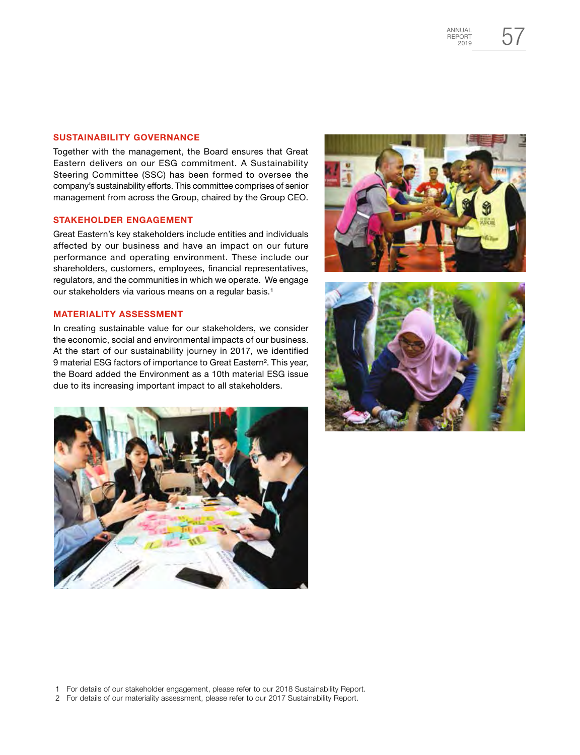## SUSTAINABILITY GOVERNANCE

Together with the management, the Board ensures that Great Eastern delivers on our ESG commitment. A Sustainability Steering Committee (SSC) has been formed to oversee the company's sustainability efforts. This committee comprises of senior management from across the Group, chaired by the Group CEO.

## STAKEHOLDER ENGAGEMENT

Great Eastern's key stakeholders include entities and individuals affected by our business and have an impact on our future performance and operating environment. These include our shareholders, customers, employees, financial representatives, regulators, and the communities in which we operate. We engage our stakeholders via various means on a regular basis.[1]

## MATERIALITY ASSESSMENT

In creating sustainable value for our stakeholders, we consider the economic, social and environmental impacts of our business. At the start of our sustainability journey in 2017, we identified 9 material ESG factors of importance to Great Eastern[2]. This year, the Board added the Environment as a 10th material ESG issue due to its increasing important impact to all stakeholders.

1 For details of our stakeholder engagement, please refer to our 2018 Sustainability Report.

2 For details of our materiality assessment, please refer to our 2017 Sustainability Report.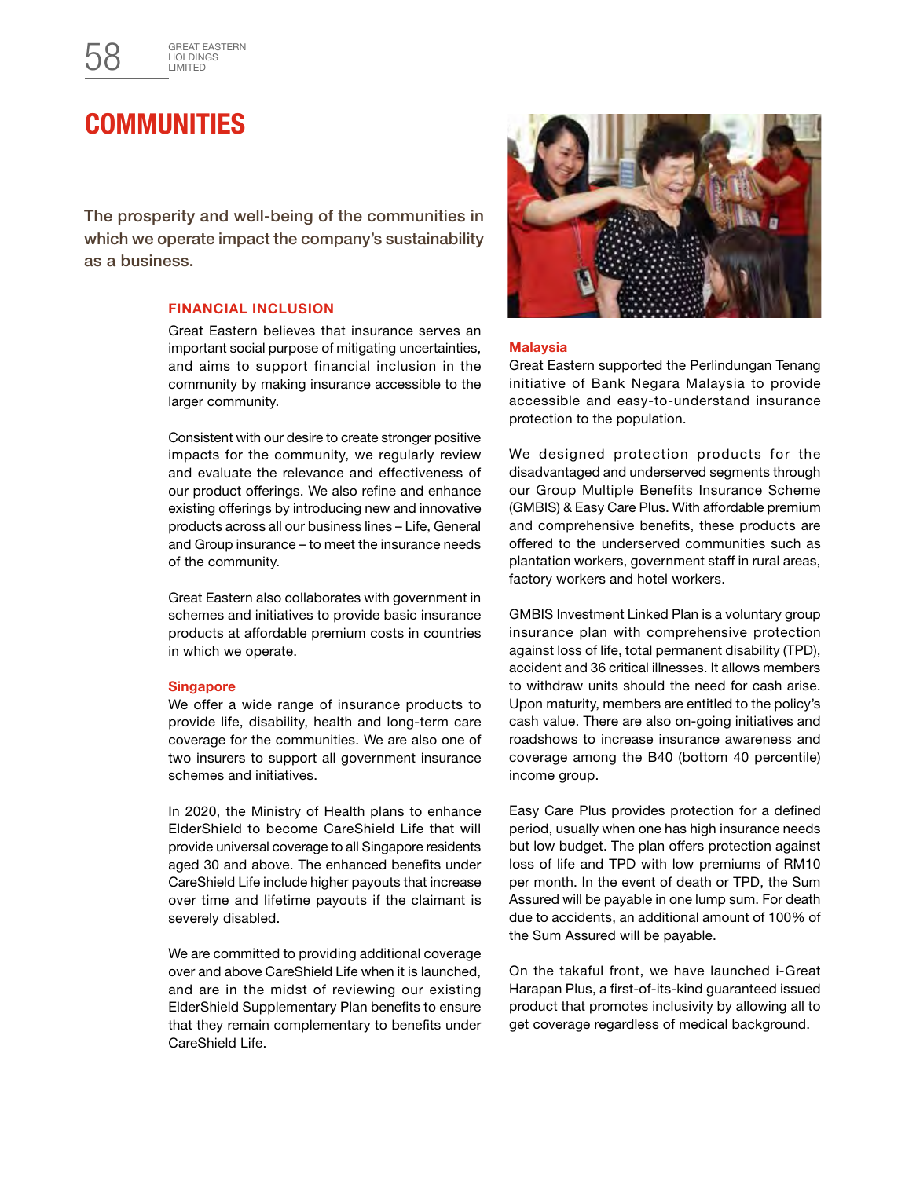# COMMUNITIES

The prosperity and well-being of the communities in which we operate impact the company's sustainability as a business.

## FINANCIAL INCLUSION

Great Eastern believes that insurance serves an important social purpose of mitigating uncertainties, and aims to support financial inclusion in the community by making insurance accessible to the larger community.

Consistent with our desire to create stronger positive impacts for the community, we regularly review and evaluate the relevance and effectiveness of our product offerings. We also refine and enhance existing offerings by introducing new and innovative products across all our business lines – Life, General and Group insurance – to meet the insurance needs of the community.

Great Eastern also collaborates with government in schemes and initiatives to provide basic insurance products at affordable premium costs in countries in which we operate.

### Singapore

We offer a wide range of insurance products to provide life, disability, health and long-term care coverage for the communities. We are also one of two insurers to support all government insurance schemes and initiatives.

In 2020, the Ministry of Health plans to enhance ElderShield to become CareShield Life that will provide universal coverage to all Singapore residents aged 30 and above. The enhanced benefits under CareShield Life include higher payouts that increase over time and lifetime payouts if the claimant is severely disabled.

We are committed to providing additional coverage over and above CareShield Life when it is launched, and are in the midst of reviewing our existing ElderShield Supplementary Plan benefits to ensure that they remain complementary to benefits under CareShield Life.

### Malaysia

Great Eastern supported the Perlindungan Tenang initiative of Bank Negara Malaysia to provide accessible and easy-to-understand insurance protection to the population.

We designed protection products for the disadvantaged and underserved segments through our Group Multiple Benefits Insurance Scheme (GMBIS) & Easy Care Plus. With affordable premium and comprehensive benefits, these products are offered to the underserved communities such as plantation workers, government staff in rural areas, factory workers and hotel workers.

GMBIS Investment Linked Plan is a voluntary group insurance plan with comprehensive protection against loss of life, total permanent disability (TPD), accident and 36 critical illnesses. It allows members to withdraw units should the need for cash arise. Upon maturity, members are entitled to the policy's cash value. There are also on-going initiatives and roadshows to increase insurance awareness and coverage among the B40 (bottom 40 percentile) income group.

Easy Care Plus provides protection for a defined period, usually when one has high insurance needs but low budget. The plan offers protection against loss of life and TPD with low premiums of RM10 per month. In the event of death or TPD, the Sum Assured will be payable in one lump sum. For death due to accidents, an additional amount of 100% of the Sum Assured will be payable.

On the takaful front, we have launched i-Great Harapan Plus, a first-of-its-kind guaranteed issued product that promotes inclusivity by allowing all to get coverage regardless of medical background.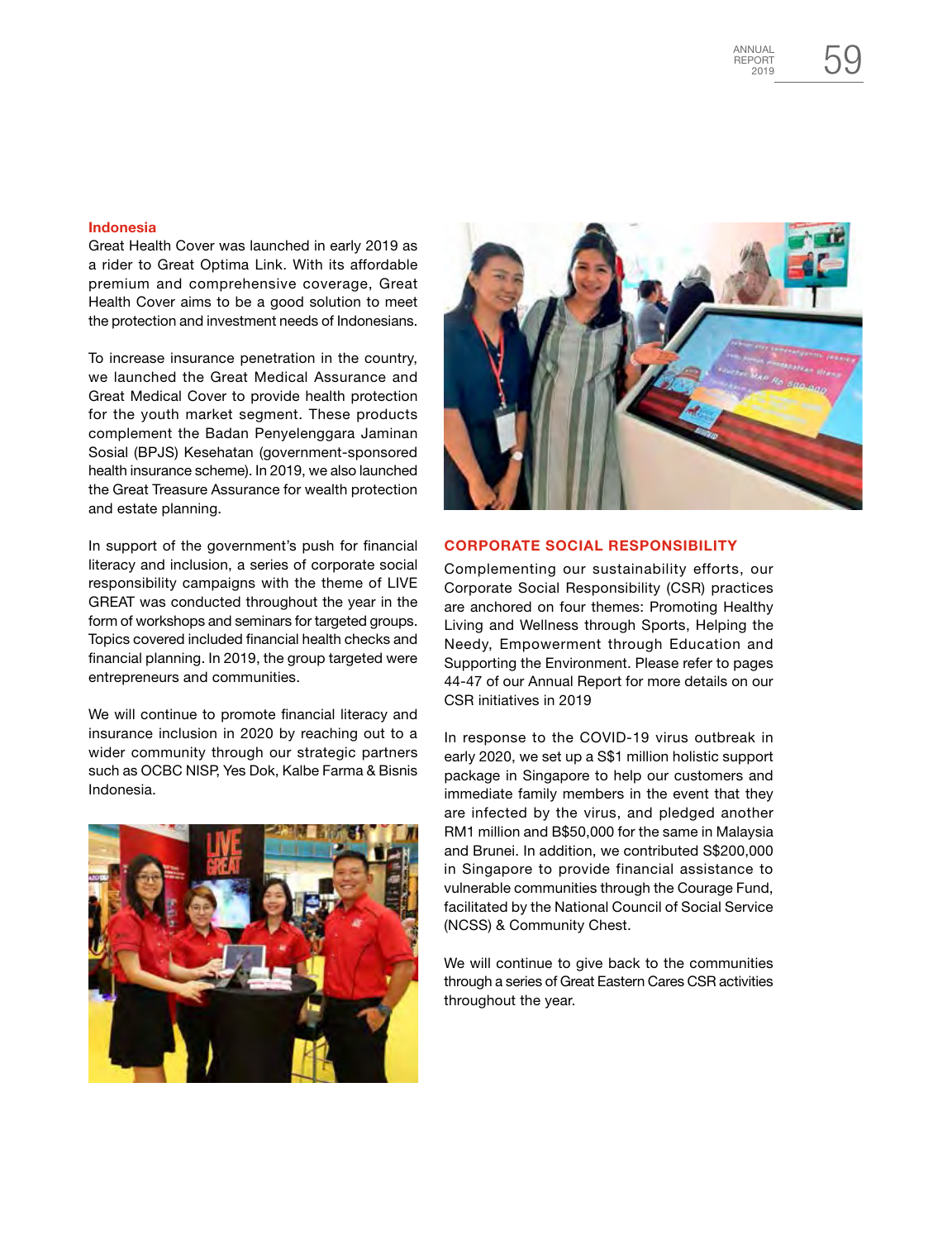### Indonesia

Great Health Cover was launched in early 2019 as a rider to Great Optima Link. With its affordable premium and comprehensive coverage, Great Health Cover aims to be a good solution to meet the protection and investment needs of Indonesians.

To increase insurance penetration in the country, we launched the Great Medical Assurance and Great Medical Cover to provide health protection for the youth market segment. These products complement the Badan Penyelenggara Jaminan Sosial (BPJS) Kesehatan (government-sponsored health insurance scheme). In 2019, we also launched the Great Treasure Assurance for wealth protection and estate planning.

In support of the government's push for financial literacy and inclusion, a series of corporate social responsibility campaigns with the theme of LIVE GREAT was conducted throughout the year in the form of workshops and seminars for targeted groups. Topics covered included financial health checks and financial planning. In 2019, the group targeted were entrepreneurs and communities.

We will continue to promote financial literacy and insurance inclusion in 2020 by reaching out to a wider community through our strategic partners such as OCBC NISP, Yes Dok, Kalbe Farma & Bisnis Indonesia.

## CORPORATE SOCIAL RESPONSIBILITY

Complementing our sustainability efforts, our Corporate Social Responsibility (CSR) practices are anchored on four themes: Promoting Healthy Living and Wellness through Sports, Helping the Needy, Empowerment through Education and Supporting the Environment. Please refer to pages 44-47 of our Annual Report for more details on our CSR initiatives in 2019

In response to the COVID-19 virus outbreak in early 2020, we set up a S$1 million holistic support package in Singapore to help our customers and immediate family members in the event that they are infected by the virus, and pledged another RM1 million and B$50,000 for the same in Malaysia and Brunei. In addition, we contributed S$200,000 in Singapore to provide financial assistance to vulnerable communities through the Courage Fund, facilitated by the National Council of Social Service (NCSS) & Community Chest.

We will continue to give back to the communities through a series of Great Eastern Cares CSR activities throughout the year.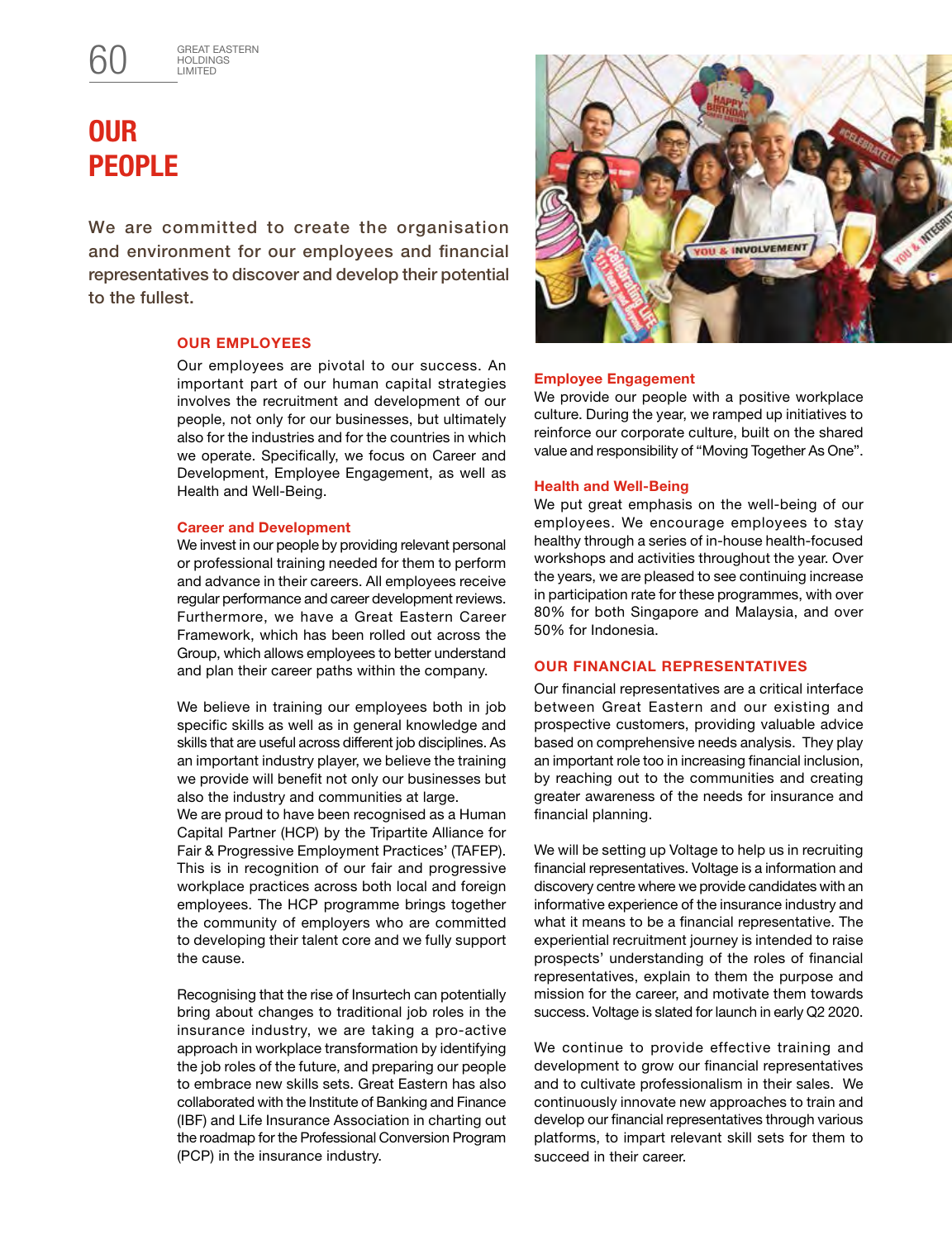# OUR PEOPLE

We are committed to create the organisation and environment for our employees and financial representatives to discover and develop their potential to the fullest.

## OUR EMPLOYEES

Our employees are pivotal to our success. An important part of our human capital strategies involves the recruitment and development of our people, not only for our businesses, but ultimately also for the industries and for the countries in which we operate. Specifically, we focus on Career and Development, Employee Engagement, as well as Health and Well-Being.

### Career and Development

We invest in our people by providing relevant personal or professional training needed for them to perform and advance in their careers. All employees receive regular performance and career development reviews. Furthermore, we have a Great Eastern Career Framework, which has been rolled out across the Group, which allows employees to better understand and plan their career paths within the company.

We believe in training our employees both in job specific skills as well as in general knowledge and skills that are useful across different job disciplines. As an important industry player, we believe the training we provide will benefit not only our businesses but also the industry and communities at large.
We are proud to have been recognised as a Human Capital Partner (HCP) by the Tripartite Alliance for Fair & Progressive Employment Practices' (TAFEP). This is in recognition of our fair and progressive workplace practices across both local and foreign employees. The HCP programme brings together the community of employers who are committed to developing their talent core and we fully support the cause.

Recognising that the rise of Insurtech can potentially bring about changes to traditional job roles in the insurance industry, we are taking a pro-active approach in workplace transformation by identifying the job roles of the future, and preparing our people to embrace new skills sets. Great Eastern has also collaborated with the Institute of Banking and Finance (IBF) and Life Insurance Association in charting out the roadmap for the Professional Conversion Program (PCP) in the insurance industry.

### Employee Engagement

We provide our people with a positive workplace culture. During the year, we ramped up initiatives to reinforce our corporate culture, built on the shared value and responsibility of "Moving Together As One".

### Health and Well-Being

We put great emphasis on the well-being of our employees. We encourage employees to stay healthy through a series of in-house health-focused workshops and activities throughout the year. Over the years, we are pleased to see continuing increase in participation rate for these programmes, with over 80% for both Singapore and Malaysia, and over 50% for Indonesia.

## OUR FINANCIAL REPRESENTATIVES

Our financial representatives are a critical interface between Great Eastern and our existing and prospective customers, providing valuable advice based on comprehensive needs analysis. They play an important role too in increasing financial inclusion, by reaching out to the communities and creating greater awareness of the needs for insurance and financial planning.

We will be setting up Voltage to help us in recruiting financial representatives. Voltage is a information and discovery centre where we provide candidates with an informative experience of the insurance industry and what it means to be a financial representative. The experiential recruitment journey is intended to raise prospects' understanding of the roles of financial representatives, explain to them the purpose and mission for the career, and motivate them towards success. Voltage is slated for launch in early Q2 2020.

We continue to provide effective training and development to grow our financial representatives and to cultivate professionalism in their sales. We continuously innovate new approaches to train and develop our financial representatives through various platforms, to impart relevant skill sets for them to succeed in their career.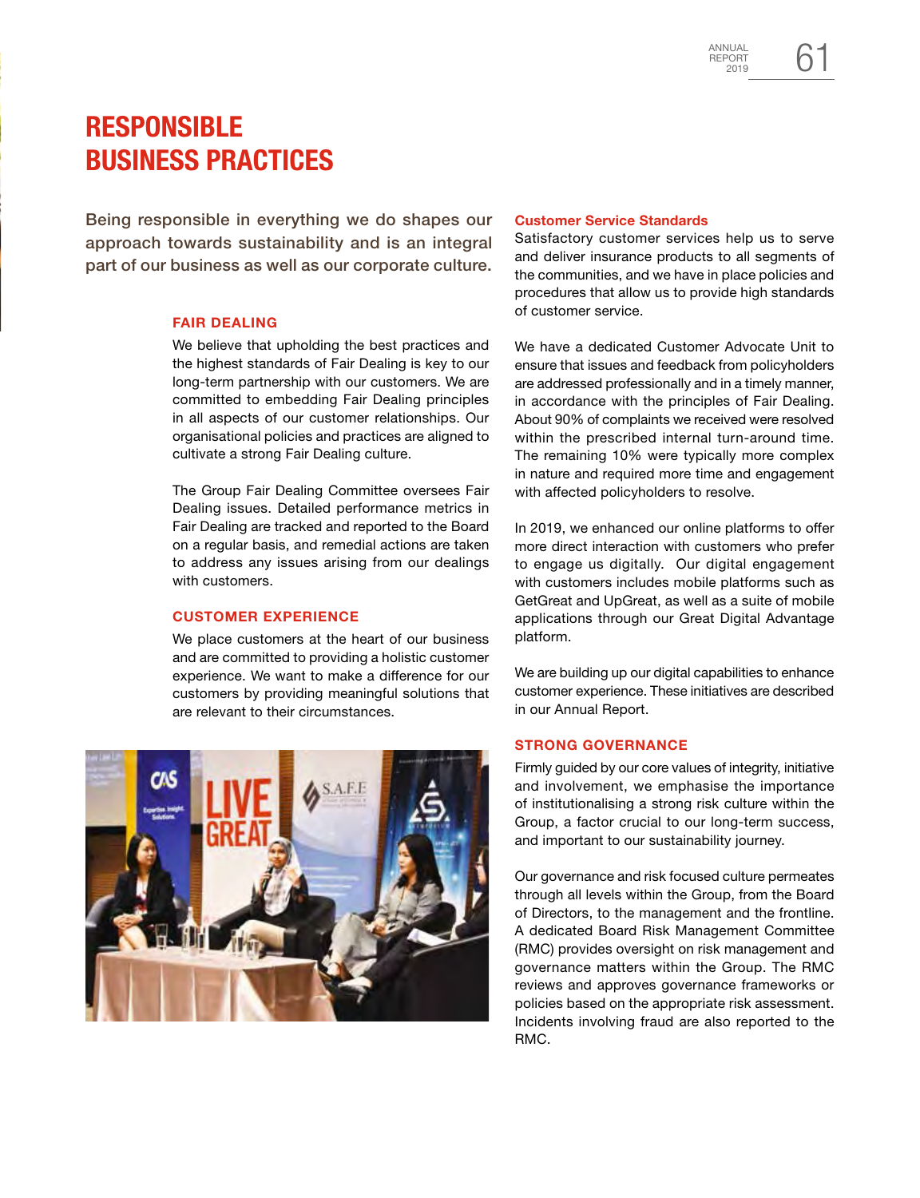# RESPONSIBLE BUSINESS PRACTICES

Being responsible in everything we do shapes our approach towards sustainability and is an integral part of our business as well as our corporate culture.

## FAIR DEALING

We believe that upholding the best practices and the highest standards of Fair Dealing is key to our long-term partnership with our customers. We are committed to embedding Fair Dealing principles in all aspects of our customer relationships. Our organisational policies and practices are aligned to cultivate a strong Fair Dealing culture.

The Group Fair Dealing Committee oversees Fair Dealing issues. Detailed performance metrics in Fair Dealing are tracked and reported to the Board on a regular basis, and remedial actions are taken to address any issues arising from our dealings with customers.

## CUSTOMER EXPERIENCE

We place customers at the heart of our business and are committed to providing a holistic customer experience. We want to make a difference for our customers by providing meaningful solutions that are relevant to their circumstances.

### Customer Service Standards

Satisfactory customer services help us to serve and deliver insurance products to all segments of the communities, and we have in place policies and procedures that allow us to provide high standards of customer service.

We have a dedicated Customer Advocate Unit to ensure that issues and feedback from policyholders are addressed professionally and in a timely manner, in accordance with the principles of Fair Dealing. About 90% of complaints we received were resolved within the prescribed internal turn-around time. The remaining 10% were typically more complex in nature and required more time and engagement with affected policyholders to resolve.

In 2019, we enhanced our online platforms to offer more direct interaction with customers who prefer to engage us digitally. Our digital engagement with customers includes mobile platforms such as GetGreat and UpGreat, as well as a suite of mobile applications through our Great Digital Advantage platform.

We are building up our digital capabilities to enhance customer experience. These initiatives are described in our Annual Report.

## STRONG GOVERNANCE

Firmly guided by our core values of integrity, initiative and involvement, we emphasise the importance of institutionalising a strong risk culture within the Group, a factor crucial to our long-term success, and important to our sustainability journey.

Our governance and risk focused culture permeates through all levels within the Group, from the Board of Directors, to the management and the frontline. A dedicated Board Risk Management Committee (RMC) provides oversight on risk management and governance matters within the Group. The RMC reviews and approves governance frameworks or policies based on the appropriate risk assessment. Incidents involving fraud are also reported to the RMC.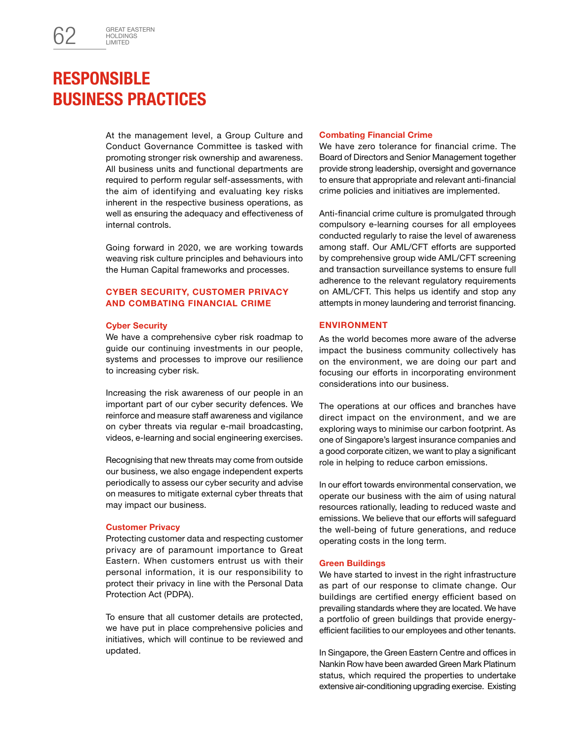# RESPONSIBLE BUSINESS PRACTICES

At the management level, a Group Culture and Conduct Governance Committee is tasked with promoting stronger risk ownership and awareness. All business units and functional departments are required to perform regular self-assessments, with the aim of identifying and evaluating key risks inherent in the respective business operations, as well as ensuring the adequacy and effectiveness of internal controls.

Going forward in 2020, we are working towards weaving risk culture principles and behaviours into the Human Capital frameworks and processes.

## CYBER SECURITY, CUSTOMER PRIVACY AND COMBATING FINANCIAL CRIME

### Cyber Security

We have a comprehensive cyber risk roadmap to guide our continuing investments in our people, systems and processes to improve our resilience to increasing cyber risk.

Increasing the risk awareness of our people in an important part of our cyber security defences. We reinforce and measure staff awareness and vigilance on cyber threats via regular e-mail broadcasting, videos, e-learning and social engineering exercises.

Recognising that new threats may come from outside our business, we also engage independent experts periodically to assess our cyber security and advise on measures to mitigate external cyber threats that may impact our business.

### Customer Privacy

Protecting customer data and respecting customer privacy are of paramount importance to Great Eastern. When customers entrust us with their personal information, it is our responsibility to protect their privacy in line with the Personal Data Protection Act (PDPA).

To ensure that all customer details are protected, we have put in place comprehensive policies and initiatives, which will continue to be reviewed and updated.

### Combating Financial Crime

We have zero tolerance for financial crime. The Board of Directors and Senior Management together provide strong leadership, oversight and governance to ensure that appropriate and relevant anti-financial crime policies and initiatives are implemented.

Anti-financial crime culture is promulgated through compulsory e-learning courses for all employees conducted regularly to raise the level of awareness among staff. Our AML/CFT efforts are supported by comprehensive group wide AML/CFT screening and transaction surveillance systems to ensure full adherence to the relevant regulatory requirements on AML/CFT. This helps us identify and stop any attempts in money laundering and terrorist financing.

## ENVIRONMENT

As the world becomes more aware of the adverse impact the business community collectively has on the environment, we are doing our part and focusing our efforts in incorporating environment considerations into our business.

The operations at our offices and branches have direct impact on the environment, and we are exploring ways to minimise our carbon footprint. As one of Singapore's largest insurance companies and a good corporate citizen, we want to play a significant role in helping to reduce carbon emissions.

In our effort towards environmental conservation, we operate our business with the aim of using natural resources rationally, leading to reduced waste and emissions. We believe that our efforts will safeguard the well-being of future generations, and reduce operating costs in the long term.

### Green Buildings

We have started to invest in the right infrastructure as part of our response to climate change. Our buildings are certified energy efficient based on prevailing standards where they are located. We have a portfolio of green buildings that provide energy-efficient facilities to our employees and other tenants.

In Singapore, the Green Eastern Centre and offices in Nankin Row have been awarded Green Mark Platinum status, which required the properties to undertake extensive air-conditioning upgrading exercise. Existing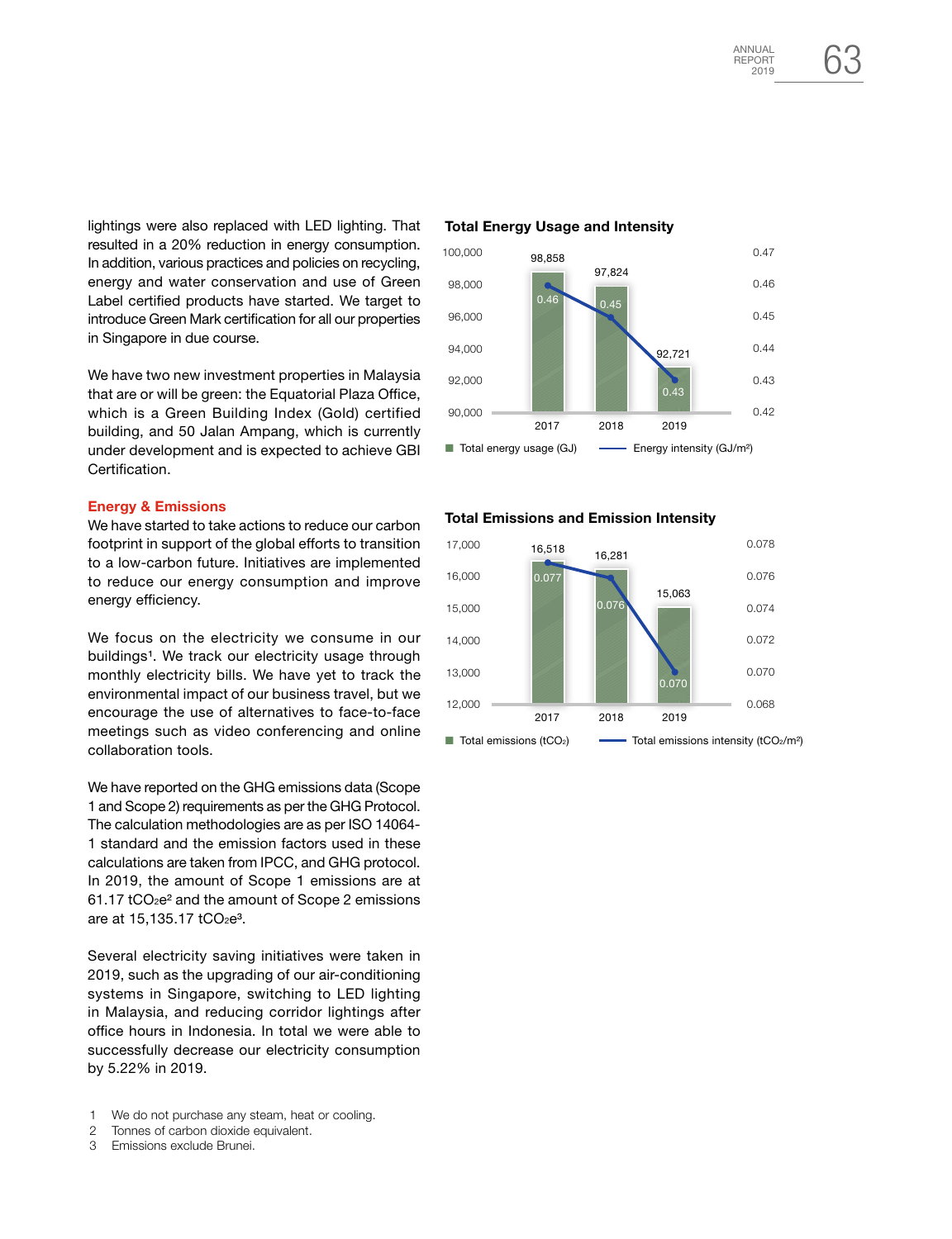lightings were also replaced with LED lighting. That resulted in a 20% reduction in energy consumption. In addition, various practices and policies on recycling, energy and water conservation and use of Green Label certified products have started. We target to introduce Green Mark certification for all our properties in Singapore in due course.

We have two new investment properties in Malaysia that are or will be green: the Equatorial Plaza Office, which is a Green Building Index (Gold) certified building, and 50 Jalan Ampang, which is currently under development and is expected to achieve GBI Certification.

## Energy & Emissions

We have started to take actions to reduce our carbon footprint in support of the global efforts to transition to a low-carbon future. Initiatives are implemented to reduce our energy consumption and improve energy efficiency.

We focus on the electricity we consume in our buildings[1]. We track our electricity usage through monthly electricity bills. We have yet to track the environmental impact of our business travel, but we encourage the use of alternatives to face-to-face meetings such as video conferencing and online collaboration tools.

We have reported on the GHG emissions data (Scope 1 and Scope 2) requirements as per the GHG Protocol. The calculation methodologies are as per ISO 14064-1 standard and the emission factors used in these calculations are taken from IPCC, and GHG protocol. In 2019, the amount of Scope 1 emissions are at 61.17 $tCO_2e$[2] and the amount of Scope 2 emissions are at 15,135.17 $tCO_2e$[3].

Several electricity saving initiatives were taken in 2019, such as the upgrading of our air-conditioning systems in Singapore, switching to LED lighting in Malaysia, and reducing corridor lightings after office hours in Indonesia. In total we were able to successfully decrease our electricity consumption by 5.22% in 2019.

**Total Energy Usage and Intensity**

| Year | Total energy usage (GJ) | Energy intensity (GJ/m²) |
|---|---|---|
| 2017 | 98,858 | 0.46 |
| 2018 | 97,824 | 0.45 |
| 2019 | 92,721 | 0.43 |

**Total Emissions and Emission Intensity**

| Year | Total emissions ($tCO_2$) | Total emissions intensity ($tCO_2/m^2$) |
|---|---|---|
| 2017 | 16,518 | 0.077 |
| 2018 | 16,281 | 0.076 |
| 2019 | 15,063 | 0.070 |

1 We do not purchase any steam, heat or cooling.
2 Tonnes of carbon dioxide equivalent.
3 Emissions exclude Brunei.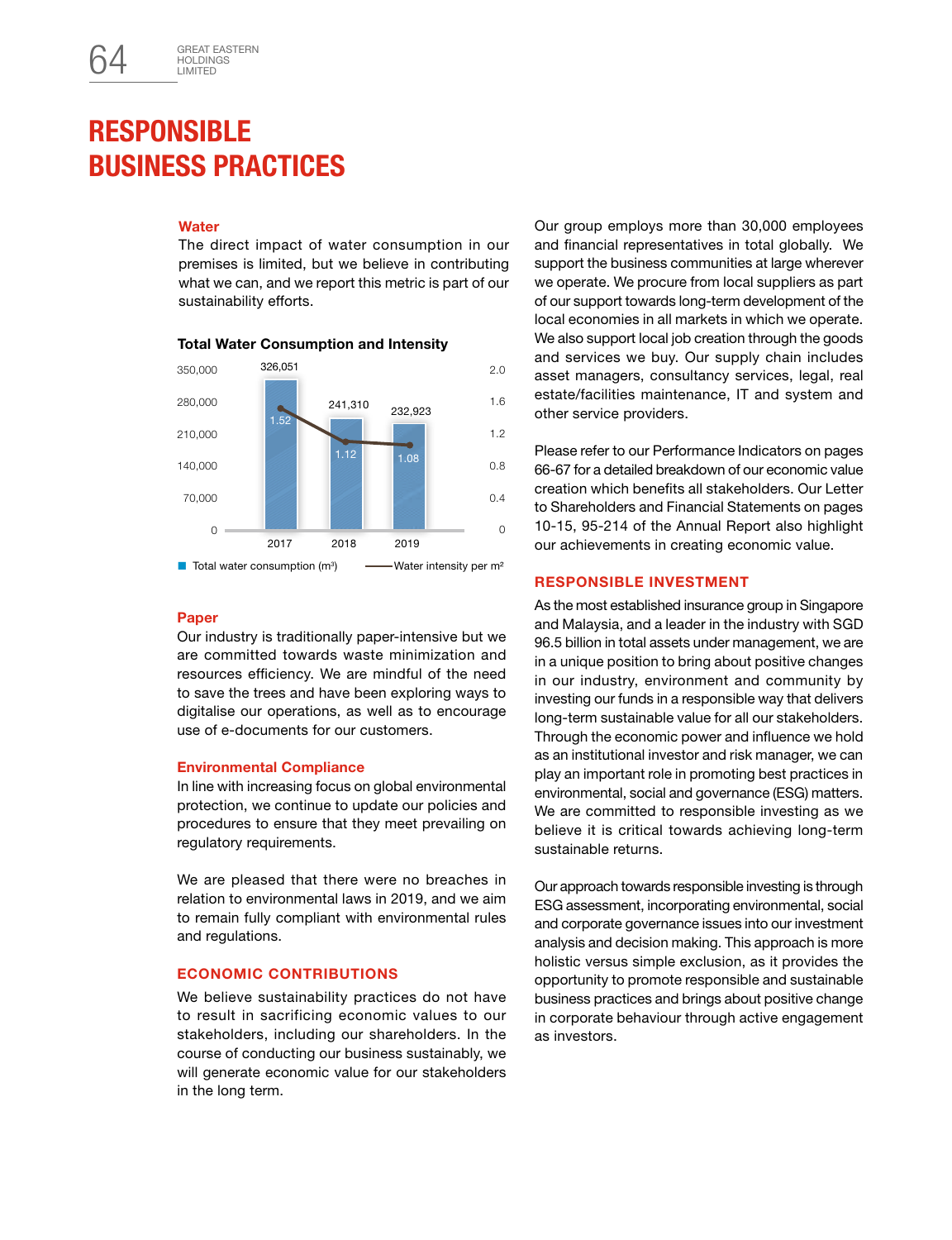# RESPONSIBLE BUSINESS PRACTICES

### Water

The direct impact of water consumption in our premises is limited, but we believe in contributing what we can, and we report this metric is part of our sustainability efforts.

**Total Water Consumption and Intensity**

| Year | Total water consumption ($m^3$) | Water intensity per $m^2$ |
|---|---|---|
| 2017 | 326,051 | 1.52 |
| 2018 | 241,310 | 1.12 |
| 2019 | 232,923 | 1.08 |

### Paper

Our industry is traditionally paper-intensive but we are committed towards waste minimization and resources efficiency. We are mindful of the need to save the trees and have been exploring ways to digitalise our operations, as well as to encourage use of e-documents for our customers.

### Environmental Compliance

In line with increasing focus on global environmental protection, we continue to update our policies and procedures to ensure that they meet prevailing on regulatory requirements.

We are pleased that there were no breaches in relation to environmental laws in 2019, and we aim to remain fully compliant with environmental rules and regulations.

## ECONOMIC CONTRIBUTIONS

We believe sustainability practices do not have to result in sacrificing economic values to our stakeholders, including our shareholders. In the course of conducting our business sustainably, we will generate economic value for our stakeholders in the long term.

Our group employs more than 30,000 employees and financial representatives in total globally. We support the business communities at large wherever we operate. We procure from local suppliers as part of our support towards long-term development of the local economies in all markets in which we operate. We also support local job creation through the goods and services we buy. Our supply chain includes asset managers, consultancy services, legal, real estate/facilities maintenance, IT and system and other service providers.

Please refer to our Performance Indicators on pages 66-67 for a detailed breakdown of our economic value creation which benefits all stakeholders. Our Letter to Shareholders and Financial Statements on pages 10-15, 95-214 of the Annual Report also highlight our achievements in creating economic value.

## RESPONSIBLE INVESTMENT

As the most established insurance group in Singapore and Malaysia, and a leader in the industry with SGD 96.5 billion in total assets under management, we are in a unique position to bring about positive changes in our industry, environment and community by investing our funds in a responsible way that delivers long-term sustainable value for all our stakeholders. Through the economic power and influence we hold as an institutional investor and risk manager, we can play an important role in promoting best practices in environmental, social and governance (ESG) matters. We are committed to responsible investing as we believe it is critical towards achieving long-term sustainable returns.

Our approach towards responsible investing is through ESG assessment, incorporating environmental, social and corporate governance issues into our investment analysis and decision making. This approach is more holistic versus simple exclusion, as it provides the opportunity to promote responsible and sustainable business practices and brings about positive change in corporate behaviour through active engagement as investors.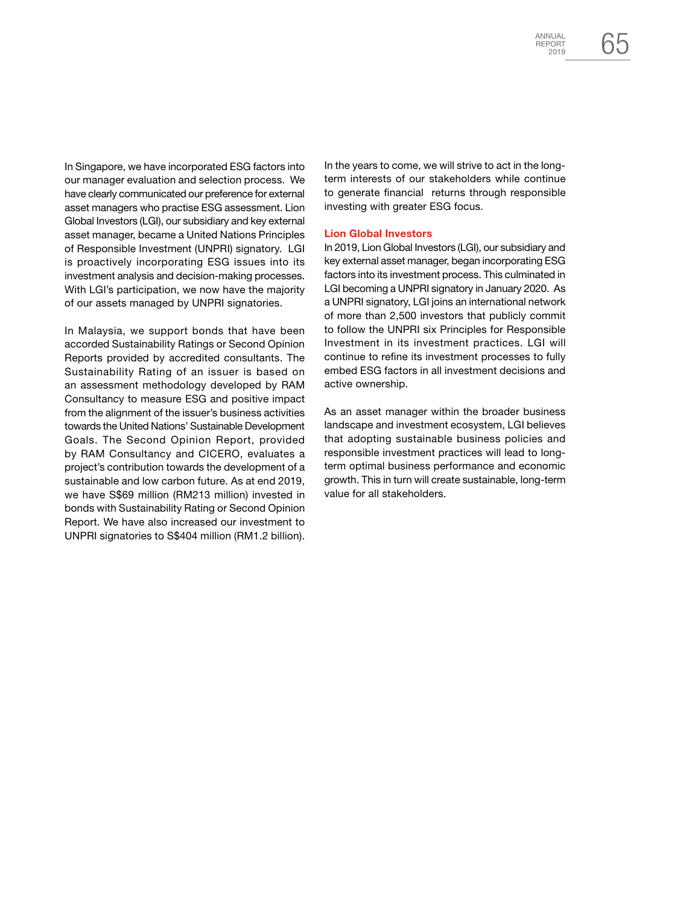In Singapore, we have incorporated ESG factors into our manager evaluation and selection process. We have clearly communicated our preference for external asset managers who practise ESG assessment. Lion Global Investors (LGI), our subsidiary and key external asset manager, became a United Nations Principles of Responsible Investment (UNPRI) signatory. LGI is proactively incorporating ESG issues into its investment analysis and decision-making processes. With LGI's participation, we now have the majority of our assets managed by UNPRI signatories.

In Malaysia, we support bonds that have been accorded Sustainability Ratings or Second Opinion Reports provided by accredited consultants. The Sustainability Rating of an issuer is based on an assessment methodology developed by RAM Consultancy to measure ESG and positive impact from the alignment of the issuer's business activities towards the United Nations' Sustainable Development Goals. The Second Opinion Report, provided by RAM Consultancy and CICERO, evaluates a project's contribution towards the development of a sustainable and low carbon future. As at end 2019, we have S$69 million (RM213 million) invested in bonds with Sustainability Rating or Second Opinion Report. We have also increased our investment to UNPRI signatories to S$404 million (RM1.2 billion).

In the years to come, we will strive to act in the long-term interests of our stakeholders while continue to generate financial returns through responsible investing with greater ESG focus.

### Lion Global Investors

In 2019, Lion Global Investors (LGI), our subsidiary and key external asset manager, began incorporating ESG factors into its investment process. This culminated in LGI becoming a UNPRI signatory in January 2020. As a UNPRI signatory, LGI joins an international network of more than 2,500 investors that publicly commit to follow the UNPRI six Principles for Responsible Investment in its investment practices. LGI will continue to refine its investment processes to fully embed ESG factors in all investment decisions and active ownership.

As an asset manager within the broader business landscape and investment ecosystem, LGI believes that adopting sustainable business policies and responsible investment practices will lead to long-term optimal business performance and economic growth. This in turn will create sustainable, long-term value for all stakeholders.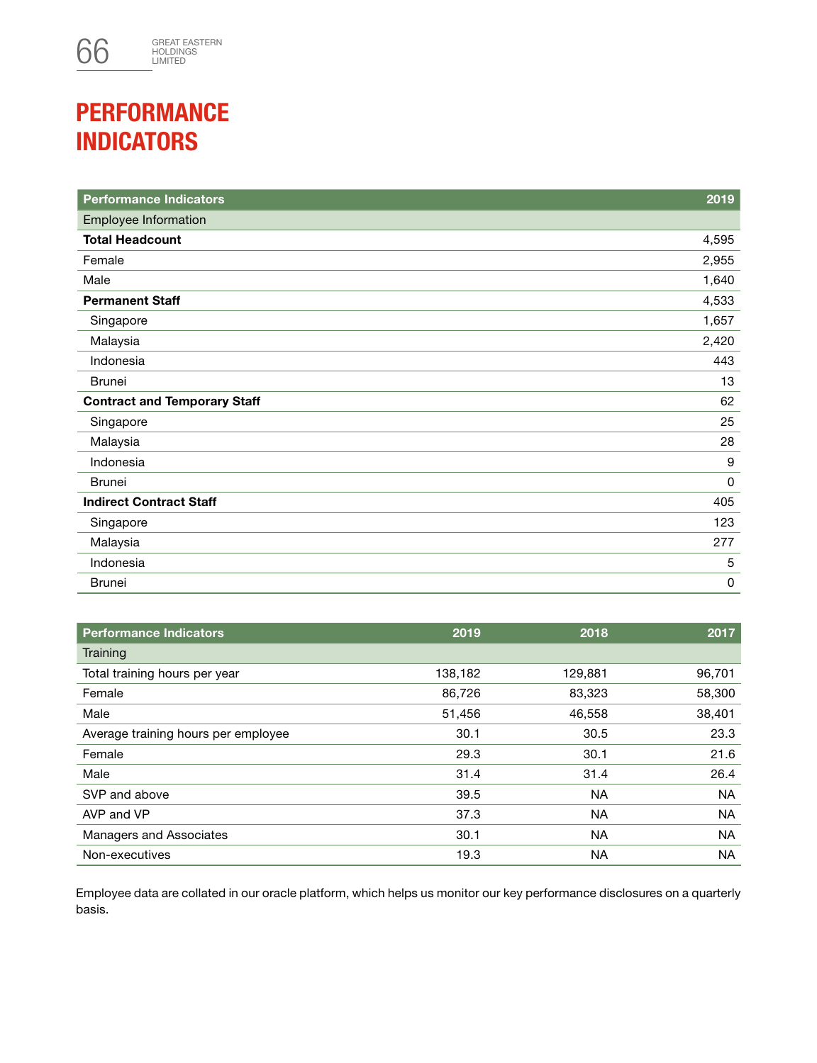# PERFORMANCE INDICATORS

| Performance Indicators | 2019 |
|---|---|
| Employee Information | |
| **Total Headcount** | 4,595 |
| Female | 2,955 |
| Male | 1,640 |
| **Permanent Staff** | 4,533 |
| Singapore | 1,657 |
| Malaysia | 2,420 |
| Indonesia | 443 |
| Brunei | 13 |
| **Contract and Temporary Staff** | 62 |
| Singapore | 25 |
| Malaysia | 28 |
| Indonesia | 9 |
| Brunei | 0 |
| **Indirect Contract Staff** | 405 |
| Singapore | 123 |
| Malaysia | 277 |
| Indonesia | 5 |
| Brunei | 0 |

| Performance Indicators | 2019 | 2018 | 2017 |
|---|---|---|---|
| Training | | | |
| Total training hours per year | 138,182 | 129,881 | 96,701 |
| Female | 86,726 | 83,323 | 58,300 |
| Male | 51,456 | 46,558 | 38,401 |
| Average training hours per employee | 30.1 | 30.5 | 23.3 |
| Female | 29.3 | 30.1 | 21.6 |
| Male | 31.4 | 31.4 | 26.4 |
| SVP and above | 39.5 | NA | NA |
| AVP and VP | 37.3 | NA | NA |
| Managers and Associates | 30.1 | NA | NA |
| Non-executives | 19.3 | NA | NA |

Employee data are collated in our oracle platform, which helps us monitor our key performance disclosures on a quarterly basis.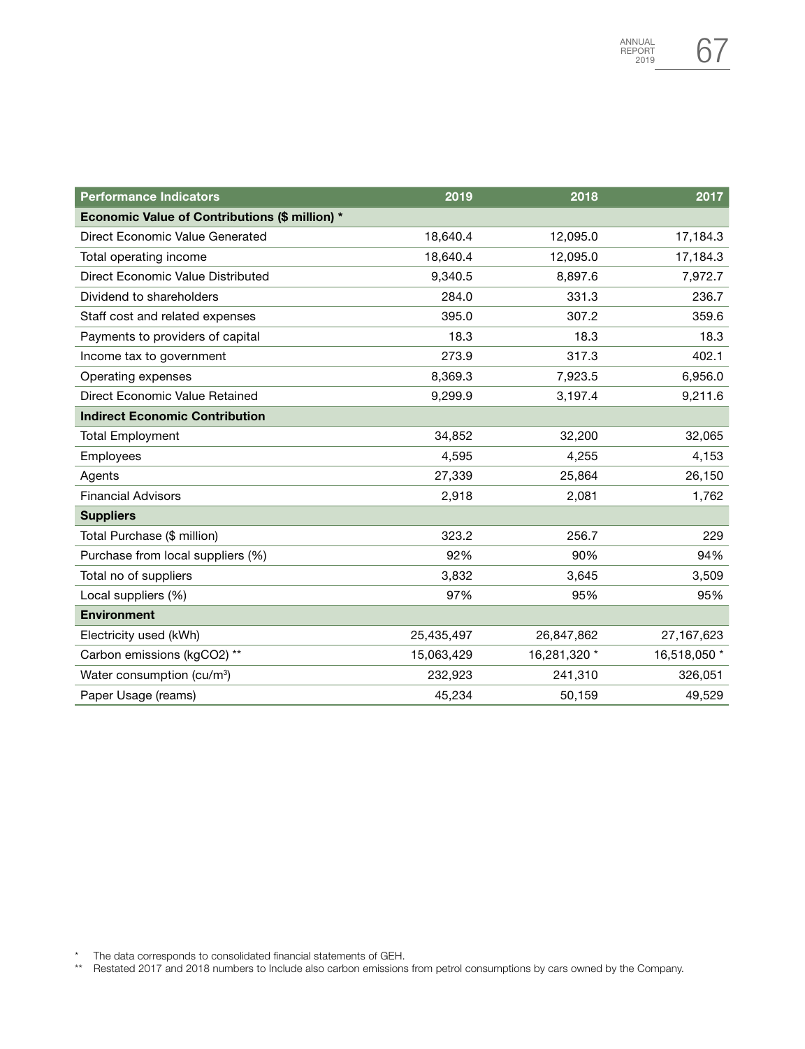| Performance Indicators | 2019 | 2018 | 2017 |
|---|---|---|---|
| **Economic Value of Contributions ($ million) *** | | | |
| Direct Economic Value Generated | 18,640.4 | 12,095.0 | 17,184.3 |
| Total operating income | 18,640.4 | 12,095.0 | 17,184.3 |
| Direct Economic Value Distributed | 9,340.5 | 8,897.6 | 7,972.7 |
| Dividend to shareholders | 284.0 | 331.3 | 236.7 |
| Staff cost and related expenses | 395.0 | 307.2 | 359.6 |
| Payments to providers of capital | 18.3 | 18.3 | 18.3 |
| Income tax to government | 273.9 | 317.3 | 402.1 |
| Operating expenses | 8,369.3 | 7,923.5 | 6,956.0 |
| Direct Economic Value Retained | 9,299.9 | 3,197.4 | 9,211.6 |
| **Indirect Economic Contribution** | | | |
| Total Employment | 34,852 | 32,200 | 32,065 |
| Employees | 4,595 | 4,255 | 4,153 |
| Agents | 27,339 | 25,864 | 26,150 |
| Financial Advisors | 2,918 | 2,081 | 1,762 |
| **Suppliers** | | | |
| Total Purchase ($ million) | 323.2 | 256.7 | 229 |
| Purchase from local suppliers (%) | 92% | 90% | 94% |
| Total no of suppliers | 3,832 | 3,645 | 3,509 |
| Local suppliers (%) | 97% | 95% | 95% |
| **Environment** | | | |
| Electricity used (kWh) | 25,435,497 | 26,847,862 | 27,167,623 |
| Carbon emissions (kgCO2) ** | 15,063,429 | 16,281,320 * | 16,518,050 * |
| Water consumption (cu/m$^3$) | 232,923 | 241,310 | 326,051 |
| Paper Usage (reams) | 45,234 | 50,159 | 49,529 |

\* The data corresponds to consolidated financial statements of GEH.

\*\* Restated 2017 and 2018 numbers to Include also carbon emissions from petrol consumptions by cars owned by the Company.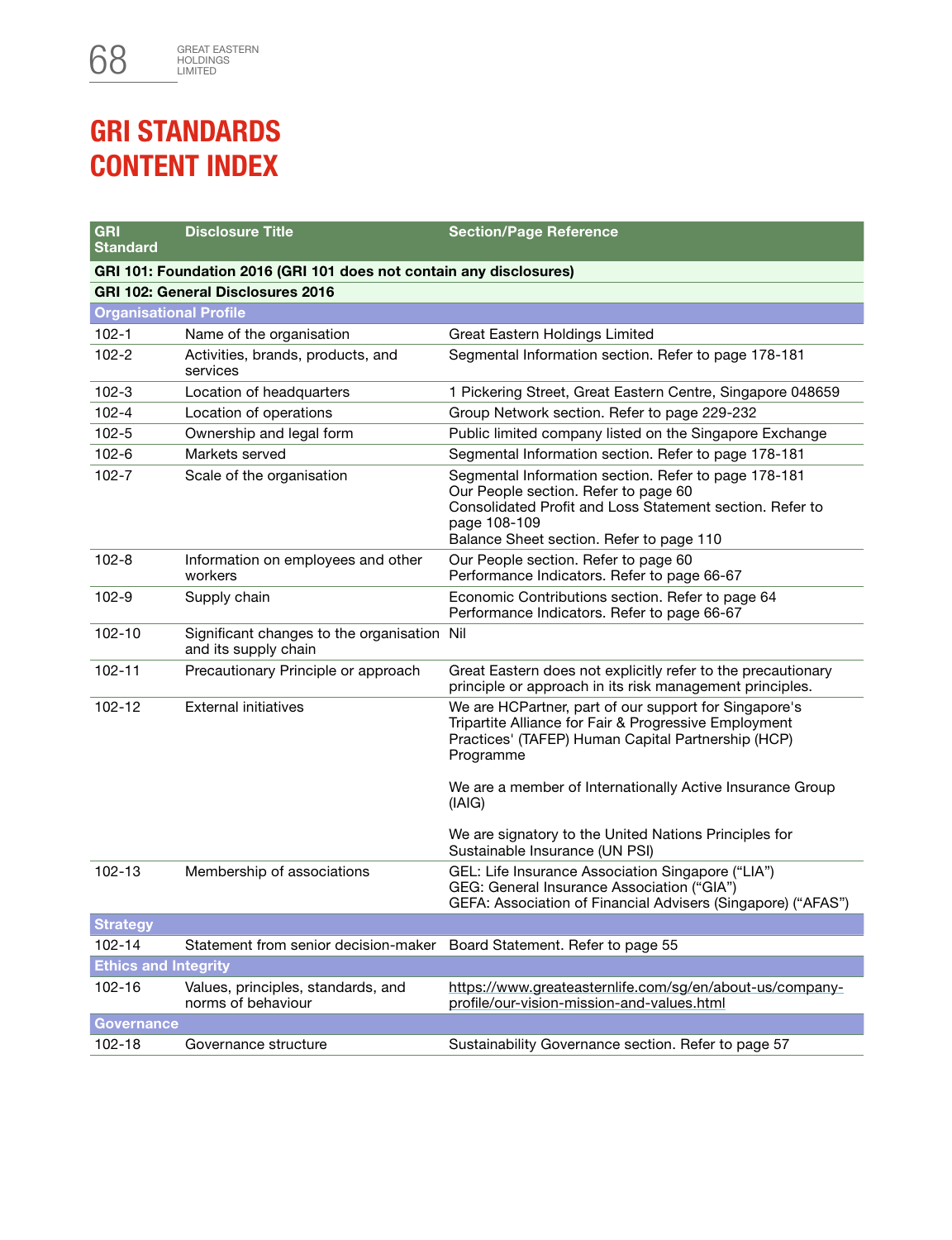# GRI STANDARDS CONTENT INDEX

| GRI Standard | Disclosure Title | Section/Page Reference |
|---|---|---|
| **GRI 101: Foundation 2016 (GRI 101 does not contain any disclosures)** | | |
| **GRI 102: General Disclosures 2016** | | |
| **Organisational Profile** | | |
| 102-1 | Name of the organisation | Great Eastern Holdings Limited |
| 102-2 | Activities, brands, products, and services | Segmental Information section. Refer to page 178-181 |
| 102-3 | Location of headquarters | 1 Pickering Street, Great Eastern Centre, Singapore 048659 |
| 102-4 | Location of operations | Group Network section. Refer to page 229-232 |
| 102-5 | Ownership and legal form | Public limited company listed on the Singapore Exchange |
| 102-6 | Markets served | Segmental Information section. Refer to page 178-181 |
| 102-7 | Scale of the organisation | Segmental Information section. Refer to page 178-181<br>Our People section. Refer to page 60<br>Consolidated Profit and Loss Statement section. Refer to page 108-109<br>Balance Sheet section. Refer to page 110 |
| 102-8 | Information on employees and other workers | Our People section. Refer to page 60<br>Performance Indicators. Refer to page 66-67 |
| 102-9 | Supply chain | Economic Contributions section. Refer to page 64<br>Performance Indicators. Refer to page 66-67 |
| 102-10 | Significant changes to the organisation and its supply chain | Nil |
| 102-11 | Precautionary Principle or approach | Great Eastern does not explicitly refer to the precautionary principle or approach in its risk management principles. |
| 102-12 | External initiatives | We are HCPartner, part of our support for Singapore's Tripartite Alliance for Fair & Progressive Employment Practices' (TAFEP) Human Capital Partnership (HCP) Programme<br><br>We are a member of Internationally Active Insurance Group (IAIG)<br><br>We are signatory to the United Nations Principles for Sustainable Insurance (UN PSI) |
| 102-13 | Membership of associations | GEL: Life Insurance Association Singapore ("LIA")<br>GEG: General Insurance Association ("GIA")<br>GEFA: Association of Financial Advisers (Singapore) ("AFAS") |
| **Strategy** | | |
| 102-14 | Statement from senior decision-maker | Board Statement. Refer to page 55 |
| **Ethics and Integrity** | | |
| 102-16 | Values, principles, standards, and norms of behaviour | https://www.greateasternlife.com/sg/en/about-us/company-profile/our-vision-mission-and-values.html |
| **Governance** | | |
| 102-18 | Governance structure | Sustainability Governance section. Refer to page 57 |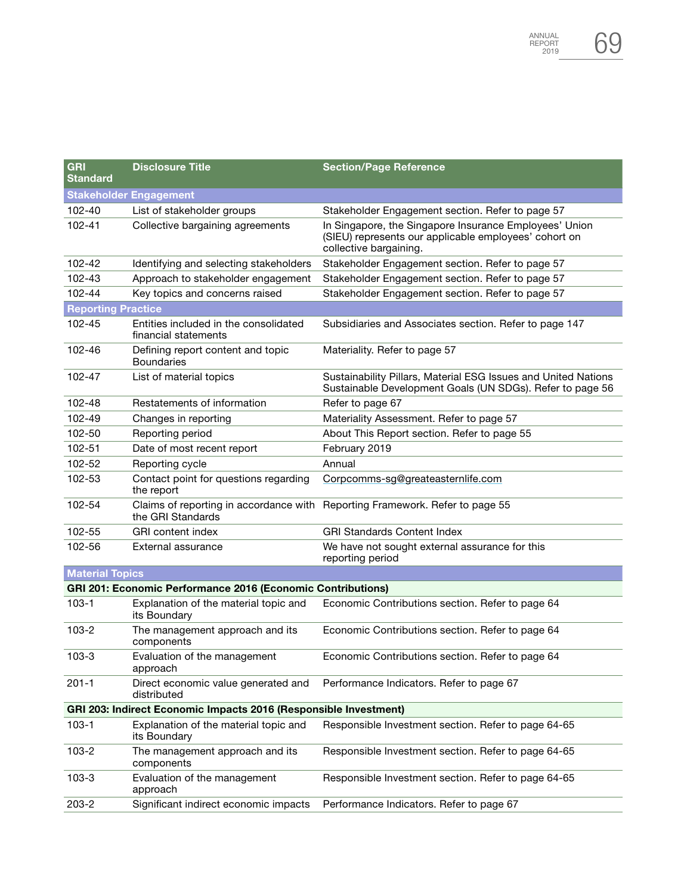| GRI Standard | Disclosure Title | Section/Page Reference |
|---|---|---|
| **Stakeholder Engagement** | | |
| 102-40 | List of stakeholder groups | Stakeholder Engagement section. Refer to page 57 |
| 102-41 | Collective bargaining agreements | In Singapore, the Singapore Insurance Employees' Union (SIEU) represents our applicable employees' cohort on collective bargaining. |
| 102-42 | Identifying and selecting stakeholders | Stakeholder Engagement section. Refer to page 57 |
| 102-43 | Approach to stakeholder engagement | Stakeholder Engagement section. Refer to page 57 |
| 102-44 | Key topics and concerns raised | Stakeholder Engagement section. Refer to page 57 |
| **Reporting Practice** | | |
| 102-45 | Entities included in the consolidated financial statements | Subsidiaries and Associates section. Refer to page 147 |
| 102-46 | Defining report content and topic Boundaries | Materiality. Refer to page 57 |
| 102-47 | List of material topics | Sustainability Pillars, Material ESG Issues and United Nations Sustainable Development Goals (UN SDGs). Refer to page 56 |
| 102-48 | Restatements of information | Refer to page 67 |
| 102-49 | Changes in reporting | Materiality Assessment. Refer to page 57 |
| 102-50 | Reporting period | About This Report section. Refer to page 55 |
| 102-51 | Date of most recent report | February 2019 |
| 102-52 | Reporting cycle | Annual |
| 102-53 | Contact point for questions regarding the report | Corpcomms-sg@greateasternlife.com |
| 102-54 | Claims of reporting in accordance with the GRI Standards | Reporting Framework. Refer to page 55 |
| 102-55 | GRI content index | GRI Standards Content Index |
| 102-56 | External assurance | We have not sought external assurance for this reporting period |
| **Material Topics** | | |
| **GRI 201: Economic Performance 2016 (Economic Contributions)** | | |
| 103-1 | Explanation of the material topic and its Boundary | Economic Contributions section. Refer to page 64 |
| 103-2 | The management approach and its components | Economic Contributions section. Refer to page 64 |
| 103-3 | Evaluation of the management approach | Economic Contributions section. Refer to page 64 |
| 201-1 | Direct economic value generated and distributed | Performance Indicators. Refer to page 67 |
| **GRI 203: Indirect Economic Impacts 2016 (Responsible Investment)** | | |
| 103-1 | Explanation of the material topic and its Boundary | Responsible Investment section. Refer to page 64-65 |
| 103-2 | The management approach and its components | Responsible Investment section. Refer to page 64-65 |
| 103-3 | Evaluation of the management approach | Responsible Investment section. Refer to page 64-65 |
| 203-2 | Significant indirect economic impacts | Performance Indicators. Refer to page 67 |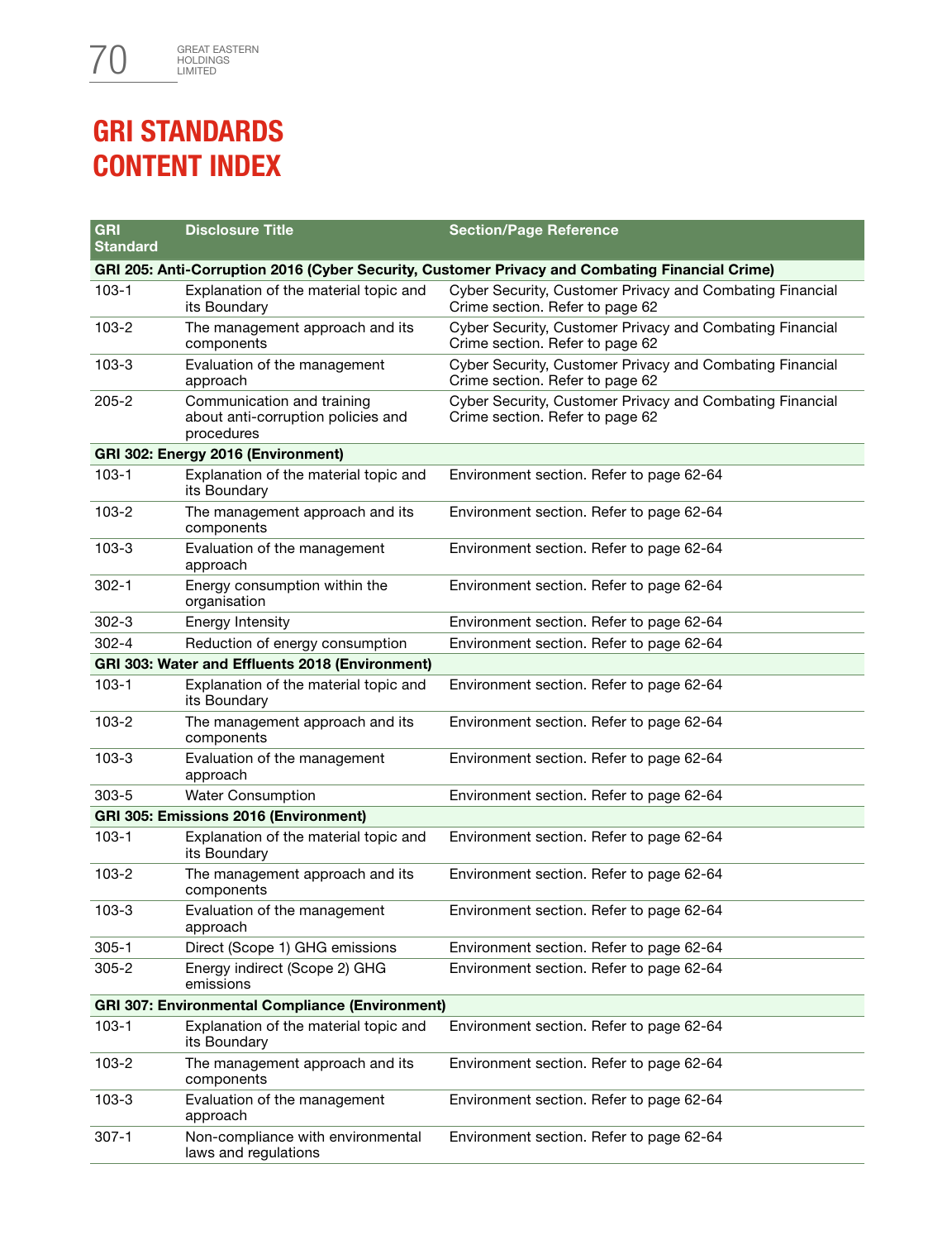# GRI STANDARDS CONTENT INDEX

| GRI Standard | Disclosure Title | Section/Page Reference |
|---|---|---|
| **GRI 205: Anti-Corruption 2016 (Cyber Security, Customer Privacy and Combating Financial Crime)** | | |
| 103-1 | Explanation of the material topic and its Boundary | Cyber Security, Customer Privacy and Combating Financial Crime section. Refer to page 62 |
| 103-2 | The management approach and its components | Cyber Security, Customer Privacy and Combating Financial Crime section. Refer to page 62 |
| 103-3 | Evaluation of the management approach | Cyber Security, Customer Privacy and Combating Financial Crime section. Refer to page 62 |
| 205-2 | Communication and training about anti-corruption policies and procedures | Cyber Security, Customer Privacy and Combating Financial Crime section. Refer to page 62 |
| **GRI 302: Energy 2016 (Environment)** | | |
| 103-1 | Explanation of the material topic and its Boundary | Environment section. Refer to page 62-64 |
| 103-2 | The management approach and its components | Environment section. Refer to page 62-64 |
| 103-3 | Evaluation of the management approach | Environment section. Refer to page 62-64 |
| 302-1 | Energy consumption within the organisation | Environment section. Refer to page 62-64 |
| 302-3 | Energy Intensity | Environment section. Refer to page 62-64 |
| 302-4 | Reduction of energy consumption | Environment section. Refer to page 62-64 |
| **GRI 303: Water and Effluents 2018 (Environment)** | | |
| 103-1 | Explanation of the material topic and its Boundary | Environment section. Refer to page 62-64 |
| 103-2 | The management approach and its components | Environment section. Refer to page 62-64 |
| 103-3 | Evaluation of the management approach | Environment section. Refer to page 62-64 |
| 303-5 | Water Consumption | Environment section. Refer to page 62-64 |
| **GRI 305: Emissions 2016 (Environment)** | | |
| 103-1 | Explanation of the material topic and its Boundary | Environment section. Refer to page 62-64 |
| 103-2 | The management approach and its components | Environment section. Refer to page 62-64 |
| 103-3 | Evaluation of the management approach | Environment section. Refer to page 62-64 |
| 305-1 | Direct (Scope 1) GHG emissions | Environment section. Refer to page 62-64 |
| 305-2 | Energy indirect (Scope 2) GHG emissions | Environment section. Refer to page 62-64 |
| **GRI 307: Environmental Compliance (Environment)** | | |
| 103-1 | Explanation of the material topic and its Boundary | Environment section. Refer to page 62-64 |
| 103-2 | The management approach and its components | Environment section. Refer to page 62-64 |
| 103-3 | Evaluation of the management approach | Environment section. Refer to page 62-64 |
| 307-1 | Non-compliance with environmental laws and regulations | Environment section. Refer to page 62-64 |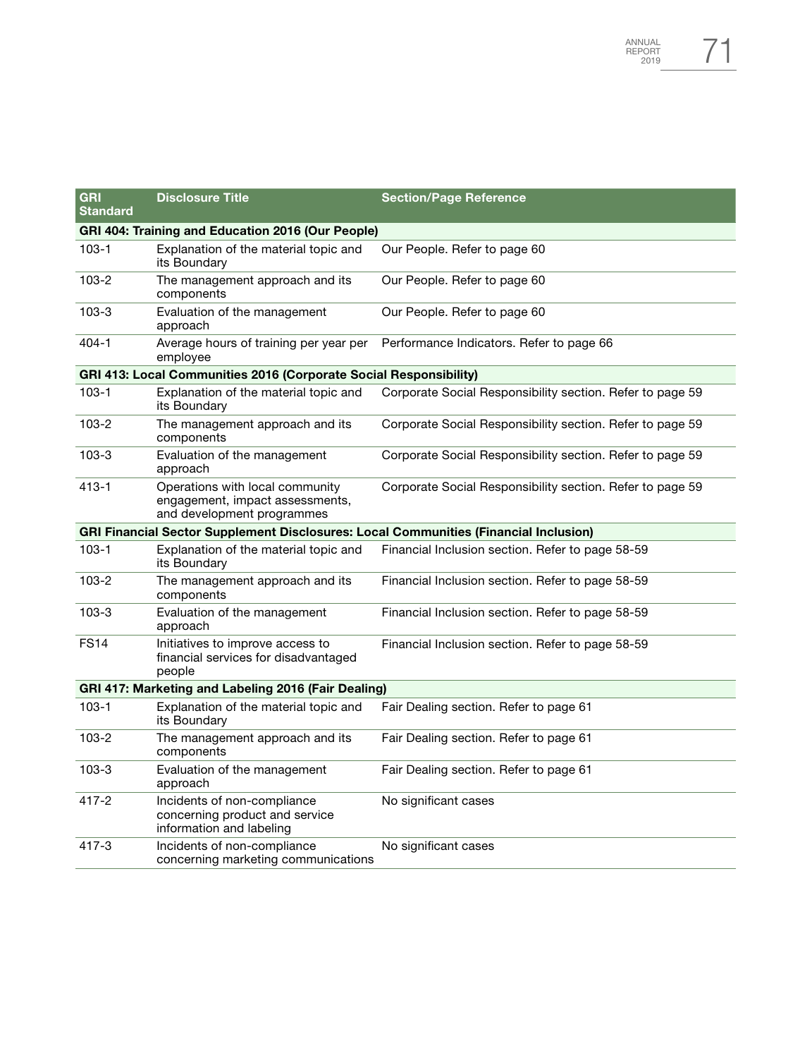| GRI Standard | Disclosure Title | Section/Page Reference |
|---|---|---|
| **GRI 404: Training and Education 2016 (Our People)** | | |
| 103-1 | Explanation of the material topic and its Boundary | Our People. Refer to page 60 |
| 103-2 | The management approach and its components | Our People. Refer to page 60 |
| 103-3 | Evaluation of the management approach | Our People. Refer to page 60 |
| 404-1 | Average hours of training per year per employee | Performance Indicators. Refer to page 66 |
| **GRI 413: Local Communities 2016 (Corporate Social Responsibility)** | | |
| 103-1 | Explanation of the material topic and its Boundary | Corporate Social Responsibility section. Refer to page 59 |
| 103-2 | The management approach and its components | Corporate Social Responsibility section. Refer to page 59 |
| 103-3 | Evaluation of the management approach | Corporate Social Responsibility section. Refer to page 59 |
| 413-1 | Operations with local community engagement, impact assessments, and development programmes | Corporate Social Responsibility section. Refer to page 59 |
| **GRI Financial Sector Supplement Disclosures: Local Communities (Financial Inclusion)** | | |
| 103-1 | Explanation of the material topic and its Boundary | Financial Inclusion section. Refer to page 58-59 |
| 103-2 | The management approach and its components | Financial Inclusion section. Refer to page 58-59 |
| 103-3 | Evaluation of the management approach | Financial Inclusion section. Refer to page 58-59 |
| FS14 | Initiatives to improve access to financial services for disadvantaged people | Financial Inclusion section. Refer to page 58-59 |
| **GRI 417: Marketing and Labeling 2016 (Fair Dealing)** | | |
| 103-1 | Explanation of the material topic and its Boundary | Fair Dealing section. Refer to page 61 |
| 103-2 | The management approach and its components | Fair Dealing section. Refer to page 61 |
| 103-3 | Evaluation of the management approach | Fair Dealing section. Refer to page 61 |
| 417-2 | Incidents of non-compliance concerning product and service information and labeling | No significant cases |
| 417-3 | Incidents of non-compliance concerning marketing communications | No significant cases |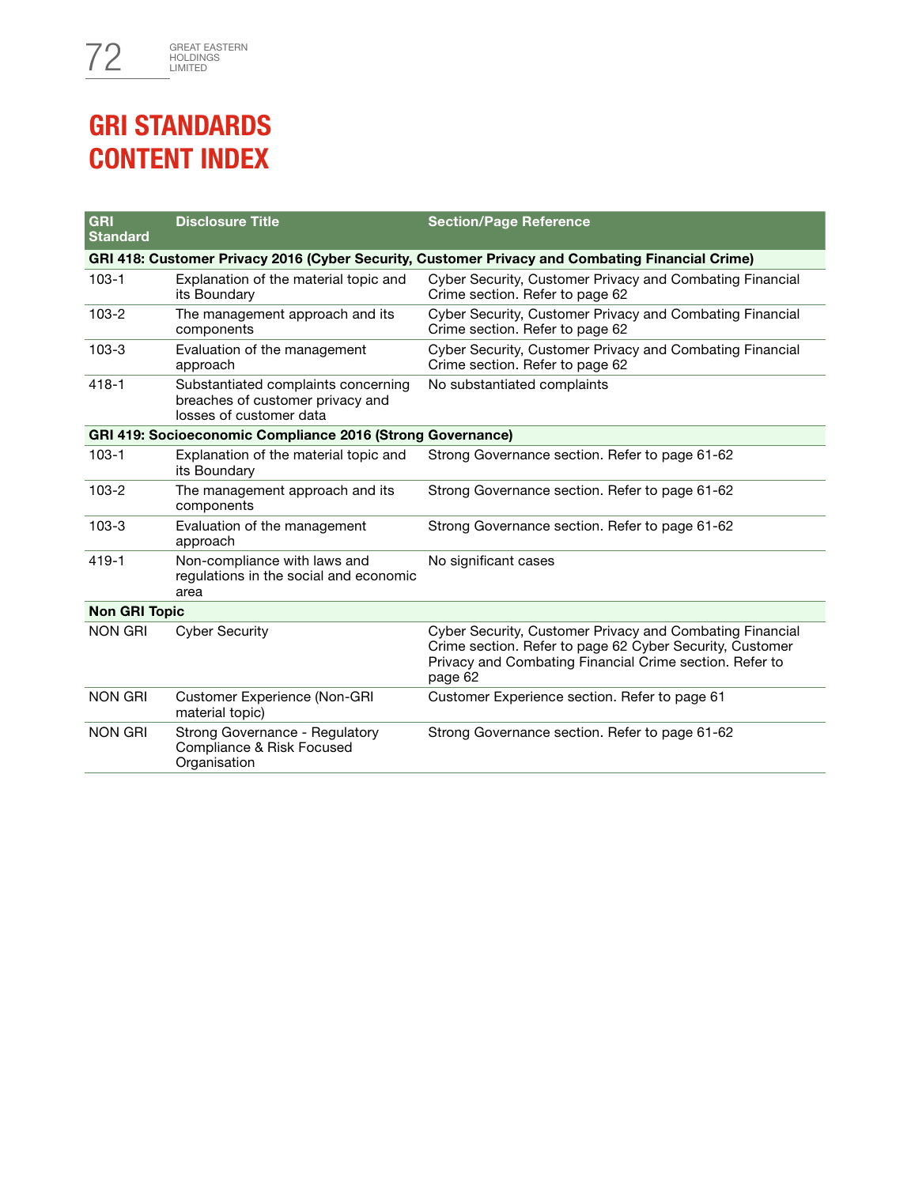# GRI STANDARDS CONTENT INDEX

| GRI Standard | Disclosure Title | Section/Page Reference |
|---|---|---|
| **GRI 418: Customer Privacy 2016 (Cyber Security, Customer Privacy and Combating Financial Crime)** | | |
| 103-1 | Explanation of the material topic and its Boundary | Cyber Security, Customer Privacy and Combating Financial Crime section. Refer to page 62 |
| 103-2 | The management approach and its components | Cyber Security, Customer Privacy and Combating Financial Crime section. Refer to page 62 |
| 103-3 | Evaluation of the management approach | Cyber Security, Customer Privacy and Combating Financial Crime section. Refer to page 62 |
| 418-1 | Substantiated complaints concerning breaches of customer privacy and losses of customer data | No substantiated complaints |
| **GRI 419: Socioeconomic Compliance 2016 (Strong Governance)** | | |
| 103-1 | Explanation of the material topic and its Boundary | Strong Governance section. Refer to page 61-62 |
| 103-2 | The management approach and its components | Strong Governance section. Refer to page 61-62 |
| 103-3 | Evaluation of the management approach | Strong Governance section. Refer to page 61-62 |
| 419-1 | Non-compliance with laws and regulations in the social and economic area | No significant cases |
| **Non GRI Topic** | | |
| NON GRI | Cyber Security | Cyber Security, Customer Privacy and Combating Financial Crime section. Refer to page 62 Cyber Security, Customer Privacy and Combating Financial Crime section. Refer to page 62 |
| NON GRI | Customer Experience (Non-GRI material topic) | Customer Experience section. Refer to page 61 |
| NON GRI | Strong Governance - Regulatory Compliance & Risk Focused Organisation | Strong Governance section. Refer to page 61-62 |